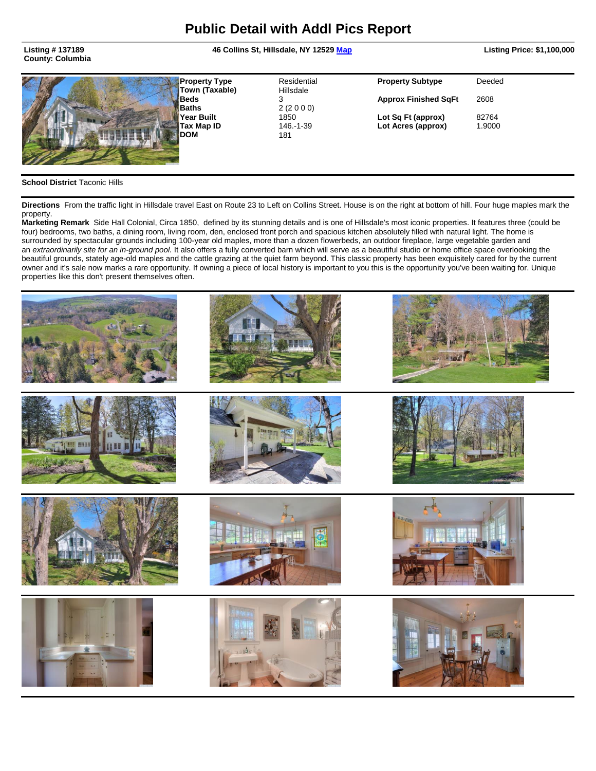# Public Detail with Addl Pics Report

**Listing # 137189**
**County: Columbia**

**46 Collins St, Hillsdale, NY 12529** Map

**Listing Price: $1,100,000**

| | | | |
|---|---|---|---|
| **Property Type** | Residential | **Property Subtype** | Deeded |
| **Town (Taxable)** | Hillsdale | | |
| **Beds** | 3 | **Approx Finished SqFt** | 2608 |
| **Baths** | 2 (2 0 0 0) | | |
| **Year Built** | 1850 | **Lot Sq Ft (approx)** | 82764 |
| **Tax Map ID** | 146.-1-39 | **Lot Acres (approx)** | 1.9000 |
| **DOM** | 181 | | |

**School District** Taconic Hills

**Directions** From the traffic light in Hillsdale travel East on Route 23 to Left on Collins Street. House is on the right at bottom of hill. Four huge maples mark the property.

**Marketing Remark** Side Hall Colonial, Circa 1850, defined by its stunning details and is one of Hillsdale's most iconic properties. It features three (could be four) bedrooms, two baths, a dining room, living room, den, enclosed front porch and spacious kitchen absolutely filled with natural light. The home is surrounded by spectacular grounds including 100-year old maples, more than a dozen flowerbeds, an outdoor fireplace, large vegetable garden and an *extraordinarily site for an in-ground pool.* It also offers a fully converted barn which will serve as a beautiful studio or home office space overlooking the beautiful grounds, stately age-old maples and the cattle grazing at the quiet farm beyond. This classic property has been exquisitely cared for by the current owner and it's sale now marks a rare opportunity. If owning a piece of local history is important to you this is the opportunity you've been waiting for. Unique properties like this don't present themselves often.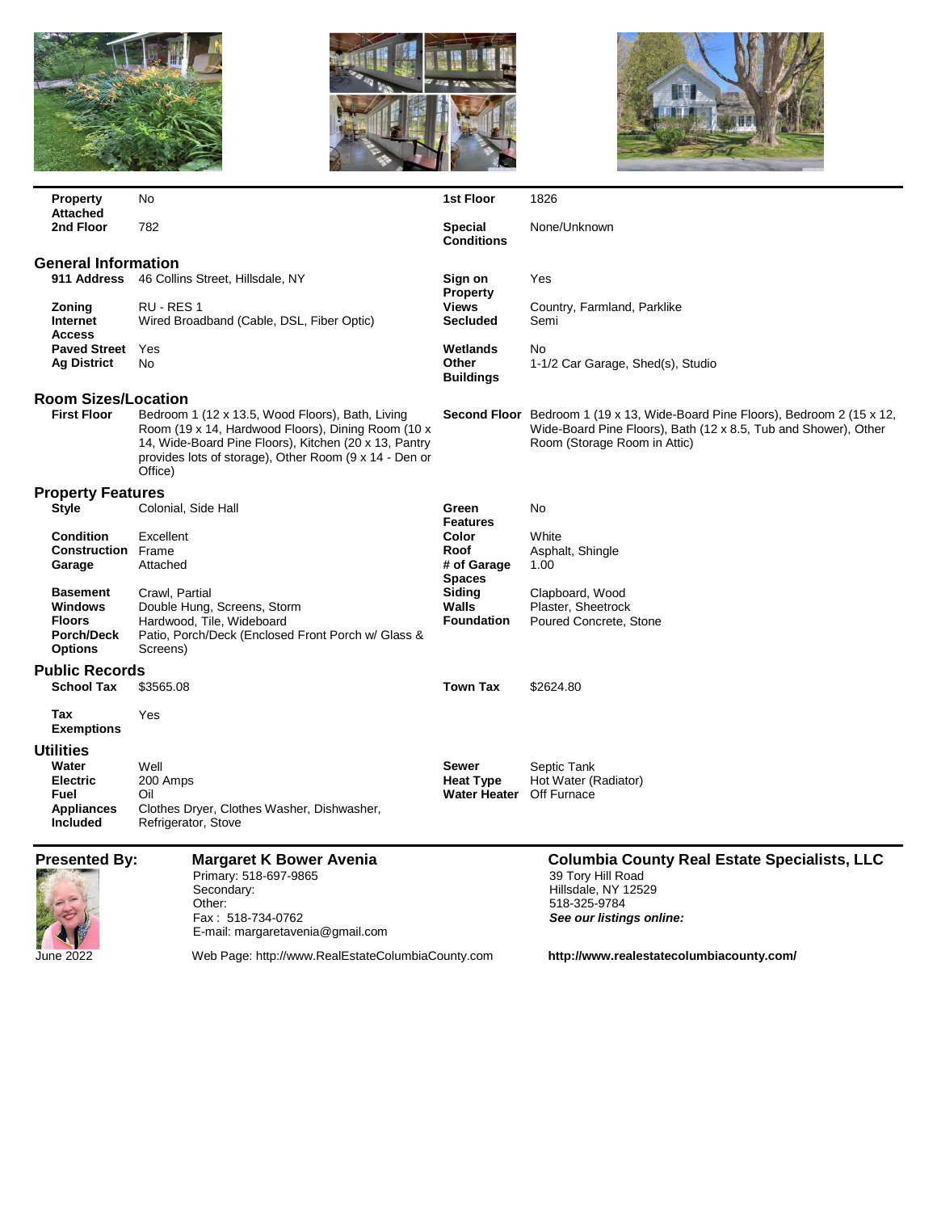| | | | |
|---|---|---|---|
| **Property Attached** | No | **1st Floor** | 1826 |
| **2nd Floor** | 782 | **Special Conditions** | None/Unknown |

## General Information

| | | | |
|---|---|---|---|
| **911 Address** | 46 Collins Street, Hillsdale, NY | **Sign on Property** | Yes |
| **Zoning** | RU - RES 1 | **Views** | Country, Farmland, Parklike |
| **Internet Access** | Wired Broadband (Cable, DSL, Fiber Optic) | **Secluded** | Semi |
| **Paved Street** | Yes | **Wetlands** | No |
| **Ag District** | No | **Other Buildings** | 1-1/2 Car Garage, Shed(s), Studio |

## Room Sizes/Location

| | | | |
|---|---|---|---|
| **First Floor** | Bedroom 1 (12 x 13.5, Wood Floors), Bath, Living Room (19 x 14, Hardwood Floors), Dining Room (10 x 14, Wide-Board Pine Floors), Kitchen (20 x 13, Pantry provides lots of storage), Other Room (9 x 14 - Den or Office) | **Second Floor** | Bedroom 1 (19 x 13, Wide-Board Pine Floors), Bedroom 2 (15 x 12, Wide-Board Pine Floors), Bath (12 x 8.5, Tub and Shower), Other Room (Storage Room in Attic) |

## Property Features

| | | | |
|---|---|---|---|
| **Style** | Colonial, Side Hall | **Green Features** | No |
| **Condition** | Excellent | **Color** | White |
| **Construction** | Frame | **Roof** | Asphalt, Shingle |
| **Garage** | Attached | **# of Garage Spaces** | 1.00 |
| **Basement** | Crawl, Partial | **Siding** | Clapboard, Wood |
| **Windows** | Double Hung, Screens, Storm | **Walls** | Plaster, Sheetrock |
| **Floors** | Hardwood, Tile, Wideboard | **Foundation** | Poured Concrete, Stone |
| **Porch/Deck Options** | Patio, Porch/Deck (Enclosed Front Porch w/ Glass & Screens) | | |

## Public Records

| | | | |
|---|---|---|---|
| **School Tax** | $3565.08 | **Town Tax** | $2624.80 |
| **Tax Exemptions** | Yes | | |

## Utilities

| | | | |
|---|---|---|---|
| **Water** | Well | **Sewer** | Septic Tank |
| **Electric** | 200 Amps | **Heat Type** | Hot Water (Radiator) |
| **Fuel** | Oil | **Water Heater** | Off Furnace |
| **Appliances Included** | Clothes Dryer, Clothes Washer, Dishwasher, Refrigerator, Stove | | |

**Presented By:**

**Margaret K Bower Avenia**
Primary: 518-697-9865
Secondary:
Other:
Fax : 518-734-0762
E-mail: margaretavenia@gmail.com

**Columbia County Real Estate Specialists, LLC**
39 Tory Hill Road
Hillsdale, NY 12529
518-325-9784
***See our listings online:***

June 2022

Web Page: http://www.RealEstateColumbiaCounty.com

**http://www.realestatecolumbiacounty.com/**